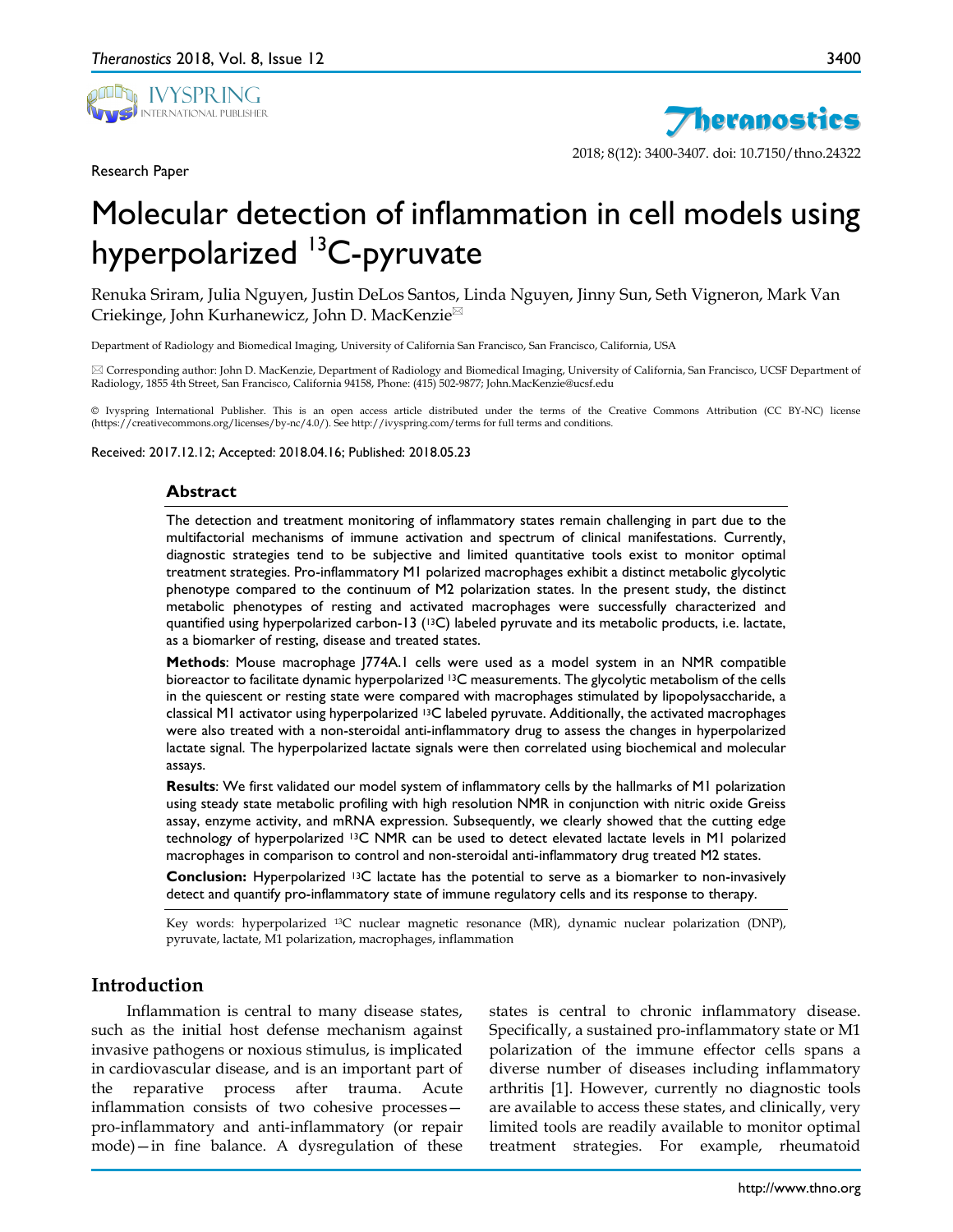Research Paper

# Molecular detection of inflammation in cell models using hyperpolarized $^{13}$C-pyruvate

Renuka Sriram, Julia Nguyen, Justin DeLos Santos, Linda Nguyen, Jinny Sun, Seth Vigneron, Mark Van Criekinge, John Kurhanewicz, John D. MacKenzie✉

Department of Radiology and Biomedical Imaging, University of California San Francisco, San Francisco, California, USA

✉ Corresponding author: John D. MacKenzie, Department of Radiology and Biomedical Imaging, University of California San Francisco, UCSF Department of Radiology, 1855 4th Street, San Francisco, California 94158, Phone: (415) 502-9877; John.MacKenzie@ucsf.edu

© Ivyspring International Publisher. This is an open access article distributed under the terms of the Creative Commons Attribution (CC BY-NC) license (https://creativecommons.org/licenses/by-nc/4.0/). See http://ivyspring.com/terms for full terms and conditions.

Received: 2017.12.12; Accepted: 2018.04.16; Published: 2018.05.23

## Abstract

The detection and treatment monitoring of inflammatory states remain challenging in part due to the multifactorial mechanisms of immune activation and spectrum of clinical manifestations. Currently, diagnostic strategies tend to be subjective and limited quantitative tools exist to monitor optimal treatment strategies. Pro-inflammatory M1 polarized macrophages exhibit a distinct metabolic glycolytic phenotype compared to the continuum of M2 polarization states. In the present study, the distinct metabolic phenotypes of resting and activated macrophages were successfully characterized and quantified using hyperpolarized carbon-13 ($^{13}$C) labeled pyruvate and its metabolic products, i.e. lactate, as a biomarker of resting, disease and treated states.

**Methods**: Mouse macrophage J774A.1 cells were used as a model system in an NMR compatible bioreactor to facilitate dynamic hyperpolarized $^{13}$C measurements. The glycolytic metabolism of the cells in the quiescent or resting state were compared with macrophages stimulated by lipopolysaccharide, a classical M1 activator using hyperpolarized $^{13}$C labeled pyruvate. Additionally, the activated macrophages were also treated with a non-steroidal anti-inflammatory drug to assess the changes in hyperpolarized lactate signal. The hyperpolarized lactate signals were then correlated using biochemical and molecular assays.

**Results**: We first validated our model system of inflammatory cells by the hallmarks of M1 polarization using steady state metabolic profiling with high resolution NMR in conjunction with nitric oxide Greiss assay, enzyme activity, and mRNA expression. Subsequently, we clearly showed that the cutting edge technology of hyperpolarized $^{13}$C NMR can be used to detect elevated lactate levels in M1 polarized macrophages in comparison to control and non-steroidal anti-inflammatory drug treated M2 states.

**Conclusion:** Hyperpolarized $^{13}$C lactate has the potential to serve as a biomarker to non-invasively detect and quantify pro-inflammatory state of immune regulatory cells and its response to therapy.

Key words: hyperpolarized $^{13}$C nuclear magnetic resonance (MR), dynamic nuclear polarization (DNP), pyruvate, lactate, M1 polarization, macrophages, inflammation

## Introduction

Inflammation is central to many disease states, such as the initial host defense mechanism against invasive pathogens or noxious stimulus, is implicated in cardiovascular disease, and is an important part of the reparative process after trauma. Acute inflammation consists of two cohesive processes—pro-inflammatory and anti-inflammatory (or repair mode)—in fine balance. A dysregulation of these states is central to chronic inflammatory disease. Specifically, a sustained pro-inflammatory state or M1 polarization of the immune effector cells spans a diverse number of diseases including inflammatory arthritis [1]. However, currently no diagnostic tools are available to access these states, and clinically, very limited tools are readily available to monitor optimal treatment strategies. For example, rheumatoid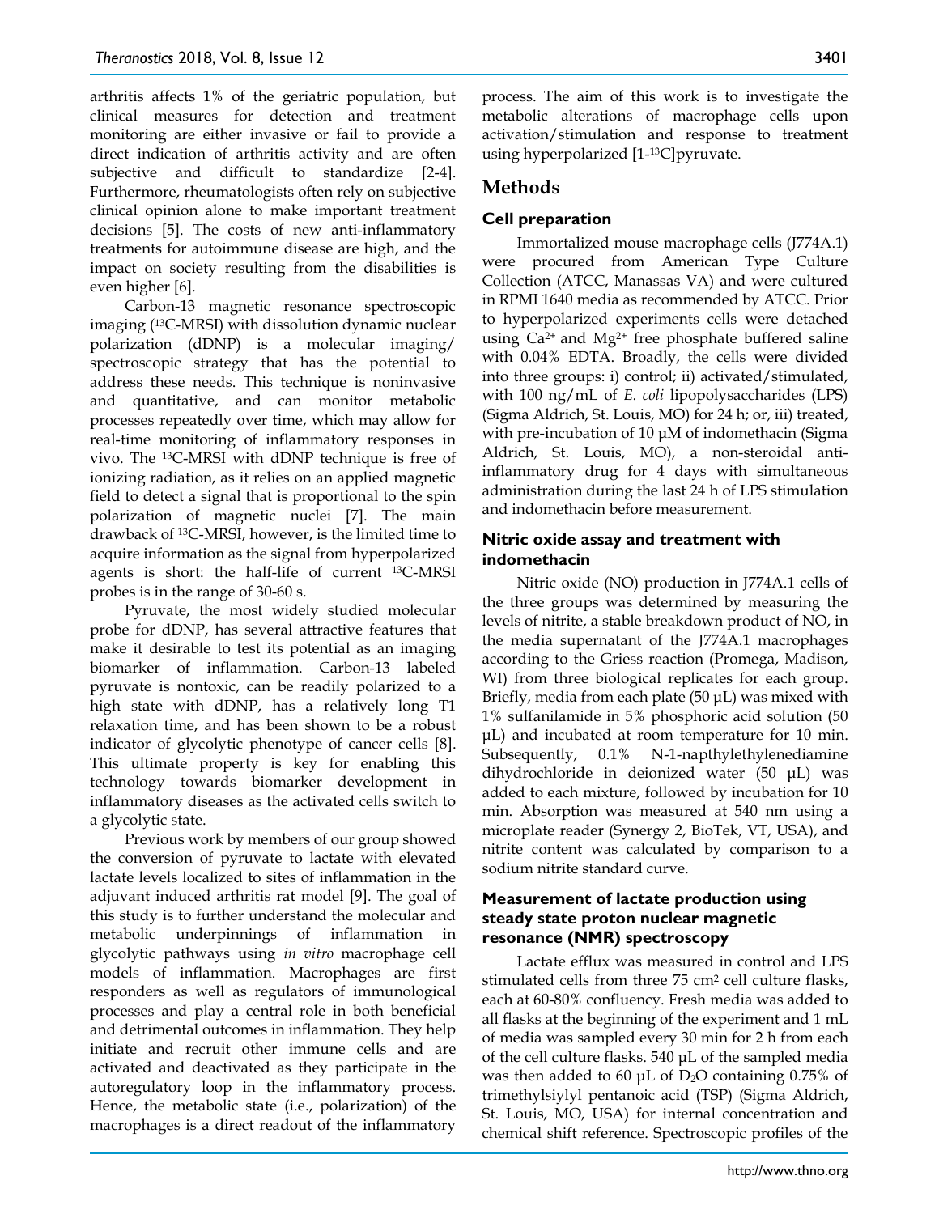arthritis affects 1% of the geriatric population, but clinical measures for detection and treatment monitoring are either invasive or fail to provide a direct indication of arthritis activity and are often subjective and difficult to standardize [2-4]. Furthermore, rheumatologists often rely on subjective clinical opinion alone to make important treatment decisions [5]. The costs of new anti-inflammatory treatments for autoimmune disease are high, and the impact on society resulting from the disabilities is even higher [6].

Carbon-13 magnetic resonance spectroscopic imaging ($^{13}$C-MRSI) with dissolution dynamic nuclear polarization (dDNP) is a molecular imaging/ spectroscopic strategy that has the potential to address these needs. This technique is noninvasive and quantitative, and can monitor metabolic processes repeatedly over time, which may allow for real-time monitoring of inflammatory responses in vivo. The $^{13}$C-MRSI with dDNP technique is free of ionizing radiation, as it relies on an applied magnetic field to detect a signal that is proportional to the spin polarization of magnetic nuclei [7]. The main drawback of $^{13}$C-MRSI, however, is the limited time to acquire information as the signal from hyperpolarized agents is short: the half-life of current $^{13}$C-MRSI probes is in the range of 30-60 s.

Pyruvate, the most widely studied molecular probe for dDNP, has several attractive features that make it desirable to test its potential as an imaging biomarker of inflammation. Carbon-13 labeled pyruvate is nontoxic, can be readily polarized to a high state with dDNP, has a relatively long T1 relaxation time, and has been shown to be a robust indicator of glycolytic phenotype of cancer cells [8]. This ultimate property is key for enabling this technology towards biomarker development in inflammatory diseases as the activated cells switch to a glycolytic state.

Previous work by members of our group showed the conversion of pyruvate to lactate with elevated lactate levels localized to sites of inflammation in the adjuvant induced arthritis rat model [9]. The goal of this study is to further understand the molecular and metabolic underpinnings of inflammation in glycolytic pathways using *in vitro* macrophage cell models of inflammation. Macrophages are first responders as well as regulators of immunological processes and play a central role in both beneficial and detrimental outcomes in inflammation. They help initiate and recruit other immune cells and are activated and deactivated as they participate in the autoregulatory loop in the inflammatory process. Hence, the metabolic state (i.e., polarization) of the macrophages is a direct readout of the inflammatory process. The aim of this work is to investigate the metabolic alterations of macrophage cells upon activation/stimulation and response to treatment using hyperpolarized [1-$^{13}$C]pyruvate.

## Methods

### Cell preparation

Immortalized mouse macrophage cells (J774A.1) were procured from American Type Culture Collection (ATCC, Manassas VA) and were cultured in RPMI 1640 media as recommended by ATCC. Prior to hyperpolarized experiments cells were detached using $Ca^{2+}$ and $Mg^{2+}$ free phosphate buffered saline with 0.04% EDTA. Broadly, the cells were divided into three groups: i) control; ii) activated/stimulated, with 100 ng/mL of *E. coli* lipopolysaccharides (LPS) (Sigma Aldrich, St. Louis, MO) for 24 h; or, iii) treated, with pre-incubation of 10 μM of indomethacin (Sigma Aldrich, St. Louis, MO), a non-steroidal anti-inflammatory drug for 4 days with simultaneous administration during the last 24 h of LPS stimulation and indomethacin before measurement.

### Nitric oxide assay and treatment with indomethacin

Nitric oxide (NO) production in J774A.1 cells of the three groups was determined by measuring the levels of nitrite, a stable breakdown product of NO, in the media supernatant of the J774A.1 macrophages according to the Griess reaction (Promega, Madison, WI) from three biological replicates for each group. Briefly, media from each plate (50 μL) was mixed with 1% sulfanilamide in 5% phosphoric acid solution (50 μL) and incubated at room temperature for 10 min. Subsequently, 0.1% N-1-napthylethylenediamine dihydrochloride in deionized water (50 μL) was added to each mixture, followed by incubation for 10 min. Absorption was measured at 540 nm using a microplate reader (Synergy 2, BioTek, VT, USA), and nitrite content was calculated by comparison to a sodium nitrite standard curve.

### Measurement of lactate production using steady state proton nuclear magnetic resonance (NMR) spectroscopy

Lactate efflux was measured in control and LPS stimulated cells from three 75 cm$^2$ cell culture flasks, each at 60-80% confluency. Fresh media was added to all flasks at the beginning of the experiment and 1 mL of media was sampled every 30 min for 2 h from each of the cell culture flasks. 540 μL of the sampled media was then added to 60 μL of $D_2O$ containing 0.75% of trimethylsiylyl pentanoic acid (TSP) (Sigma Aldrich, St. Louis, MO, USA) for internal concentration and chemical shift reference. Spectroscopic profiles of the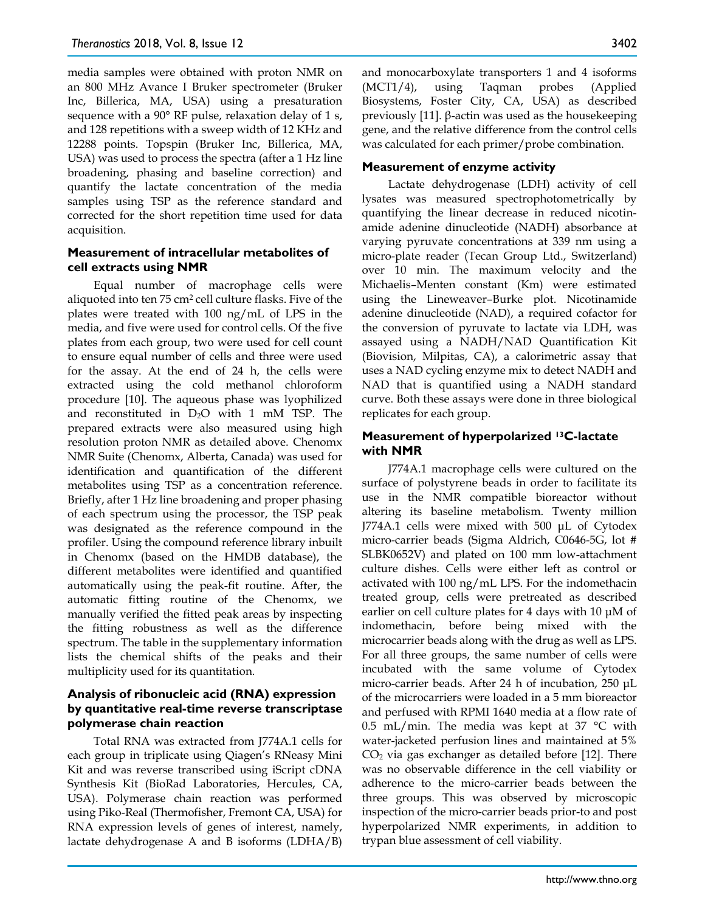media samples were obtained with proton NMR on an 800 MHz Avance I Bruker spectrometer (Bruker Inc, Billerica, MA, USA) using a presaturation sequence with a 90° RF pulse, relaxation delay of 1 s, and 128 repetitions with a sweep width of 12 KHz and 12288 points. Topspin (Bruker Inc, Billerica, MA, USA) was used to process the spectra (after a 1 Hz line broadening, phasing and baseline correction) and quantify the lactate concentration of the media samples using TSP as the reference standard and corrected for the short repetition time used for data acquisition.

### Measurement of intracellular metabolites of cell extracts using NMR

Equal number of macrophage cells were aliquoted into ten 75 cm$^2$ cell culture flasks. Five of the plates were treated with 100 ng/mL of LPS in the media, and five were used for control cells. Of the five plates from each group, two were used for cell count to ensure equal number of cells and three were used for the assay. At the end of 24 h, the cells were extracted using the cold methanol chloroform procedure [10]. The aqueous phase was lyophilized and reconstituted in $D_2O$ with 1 mM TSP. The prepared extracts were also measured using high resolution proton NMR as detailed above. Chenomx NMR Suite (Chenomx, Alberta, Canada) was used for identification and quantification of the different metabolites using TSP as a concentration reference. Briefly, after 1 Hz line broadening and proper phasing of each spectrum using the processor, the TSP peak was designated as the reference compound in the profiler. Using the compound reference library inbuilt in Chenomx (based on the HMDB database), the different metabolites were identified and quantified automatically using the peak-fit routine. After, the automatic fitting routine of the Chenomx, we manually verified the fitted peak areas by inspecting the fitting robustness as well as the difference spectrum. The table in the supplementary information lists the chemical shifts of the peaks and their multiplicity used for its quantitation.

### Analysis of ribonucleic acid (RNA) expression by quantitative real-time reverse transcriptase polymerase chain reaction

Total RNA was extracted from J774A.1 cells for each group in triplicate using Qiagen's RNeasy Mini Kit and was reverse transcribed using iScript cDNA Synthesis Kit (BioRad Laboratories, Hercules, CA, USA). Polymerase chain reaction was performed using Piko-Real (Thermofisher, Fremont CA, USA) for RNA expression levels of genes of interest, namely, lactate dehydrogenase A and B isoforms (LDHA/B) and monocarboxylate transporters 1 and 4 isoforms (MCT1/4), using Taqman probes (Applied Biosystems, Foster City, CA, USA) as described previously [11]. β-actin was used as the housekeeping gene, and the relative difference from the control cells was calculated for each primer/probe combination.

### Measurement of enzyme activity

Lactate dehydrogenase (LDH) activity of cell lysates was measured spectrophotometrically by quantifying the linear decrease in reduced nicotinamide adenine dinucleotide (NADH) absorbance at varying pyruvate concentrations at 339 nm using a micro-plate reader (Tecan Group Ltd., Switzerland) over 10 min. The maximum velocity and the Michaelis–Menten constant (Km) were estimated using the Lineweaver–Burke plot. Nicotinamide adenine dinucleotide (NAD), a required cofactor for the conversion of pyruvate to lactate via LDH, was assayed using a NADH/NAD Quantification Kit (Biovision, Milpitas, CA), a calorimetric assay that uses a NAD cycling enzyme mix to detect NADH and NAD that is quantified using a NADH standard curve. Both these assays were done in three biological replicates for each group.

### Measurement of hyperpolarized $^{13}$C-lactate with NMR

J774A.1 macrophage cells were cultured on the surface of polystyrene beads in order to facilitate its use in the NMR compatible bioreactor without altering its baseline metabolism. Twenty million J774A.1 cells were mixed with 500 µL of Cytodex micro-carrier beads (Sigma Aldrich, C0646-5G, lot # SLBK0652V) and plated on 100 mm low-attachment culture dishes. Cells were either left as control or activated with 100 ng/mL LPS. For the indomethacin treated group, cells were pretreated as described earlier on cell culture plates for 4 days with 10 µM of indomethacin, before being mixed with the microcarrier beads along with the drug as well as LPS. For all three groups, the same number of cells were incubated with the same volume of Cytodex micro-carrier beads. After 24 h of incubation, 250 µL of the microcarriers were loaded in a 5 mm bioreactor and perfused with RPMI 1640 media at a flow rate of 0.5 mL/min. The media was kept at 37 °C with water-jacketed perfusion lines and maintained at 5% $CO_2$ via gas exchanger as detailed before [12]. There was no observable difference in the cell viability or adherence to the micro-carrier beads between the three groups. This was observed by microscopic inspection of the micro-carrier beads prior-to and post hyperpolarized NMR experiments, in addition to trypan blue assessment of cell viability.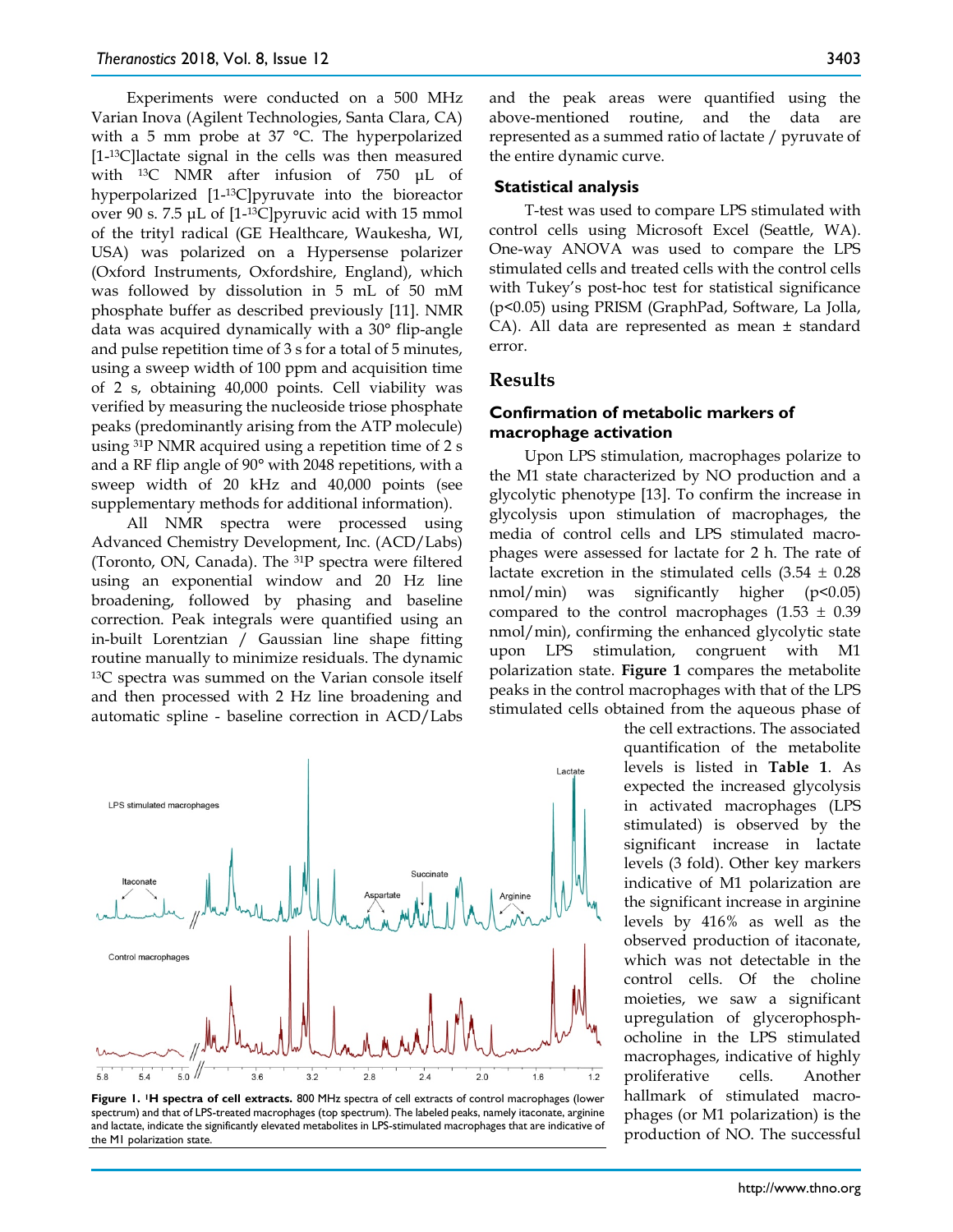Experiments were conducted on a 500 MHz Varian Inova (Agilent Technologies, Santa Clara, CA) with a 5 mm probe at 37 °C. The hyperpolarized [1-$^{13}$C]lactate signal in the cells was then measured with $^{13}$C NMR after infusion of 750 µL of hyperpolarized [1-$^{13}$C]pyruvate into the bioreactor over 90 s. 7.5 µL of [1-$^{13}$C]pyruvic acid with 15 mmol of the trityl radical (GE Healthcare, Waukesha, WI, USA) was polarized on a Hypersense polarizer (Oxford Instruments, Oxfordshire, England), which was followed by dissolution in 5 mL of 50 mM phosphate buffer as described previously [11]. NMR data was acquired dynamically with a 30° flip-angle and pulse repetition time of 3 s for a total of 5 minutes, using a sweep width of 100 ppm and acquisition time of 2 s, obtaining 40,000 points. Cell viability was verified by measuring the nucleoside triose phosphate peaks (predominantly arising from the ATP molecule) using $^{31}$P NMR acquired using a repetition time of 2 s and a RF flip angle of 90° with 2048 repetitions, with a sweep width of 20 kHz and 40,000 points (see supplementary methods for additional information).

All NMR spectra were processed using Advanced Chemistry Development, Inc. (ACD/Labs) (Toronto, ON, Canada). The $^{31}$P spectra were filtered using an exponential window and 20 Hz line broadening, followed by phasing and baseline correction. Peak integrals were quantified using an in-built Lorentzian / Gaussian line shape fitting routine manually to minimize residuals. The dynamic $^{13}$C spectra was summed on the Varian console itself and then processed with 2 Hz line broadening and automatic spline - baseline correction in ACD/Labs and the peak areas were quantified using the above-mentioned routine, and the data are represented as a summed ratio of lactate / pyruvate of the entire dynamic curve.

### Statistical analysis

T-test was used to compare LPS stimulated with control cells using Microsoft Excel (Seattle, WA). One-way ANOVA was used to compare the LPS stimulated cells and treated cells with the control cells with Tukey's post-hoc test for statistical significance ($p<0.05$) using PRISM (GraphPad, Software, La Jolla, CA). All data are represented as mean ± standard error.

## Results

### Confirmation of metabolic markers of macrophage activation

Upon LPS stimulation, macrophages polarize to the M1 state characterized by NO production and a glycolytic phenotype [13]. To confirm the increase in glycolysis upon stimulation of macrophages, the media of control cells and LPS stimulated macrophages were assessed for lactate for 2 h. The rate of lactate excretion in the stimulated cells (3.54 ± 0.28 nmol/min) was significantly higher ($p<0.05$) compared to the control macrophages (1.53 ± 0.39 nmol/min), confirming the enhanced glycolytic state upon LPS stimulation, congruent with M1 polarization state. **Figure 1** compares the metabolite peaks in the control macrophages with that of the LPS stimulated cells obtained from the aqueous phase of the cell extractions. The associated quantification of the metabolite levels is listed in **Table 1**. As expected the increased glycolysis in activated macrophages (LPS stimulated) is observed by the significant increase in lactate levels (3 fold). Other key markers indicative of M1 polarization are the significant increase in arginine levels by 416% as well as the observed production of itaconate, which was not detectable in the control cells. Of the choline moieties, we saw a significant upregulation of glycerophosphocholine in the LPS stimulated macrophages, indicative of highly proliferative cells. Another hallmark of stimulated macrophages (or M1 polarization) is the production of NO. The successful

**Figure 1. $^{1}$H spectra of cell extracts.** 800 MHz spectra of cell extracts of control macrophages (lower spectrum) and that of LPS-treated macrophages (top spectrum). The labeled peaks, namely itaconate, arginine and lactate, indicate the significantly elevated metabolites in LPS-stimulated macrophages that are indicative of the M1 polarization state.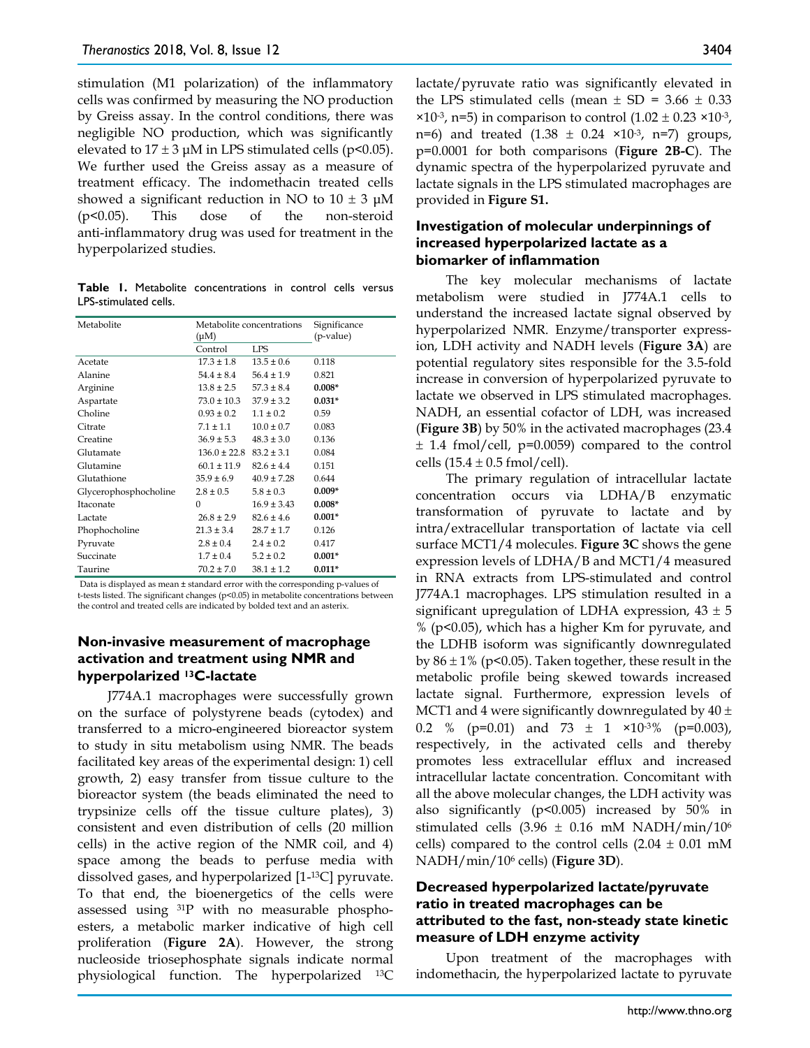stimulation (M1 polarization) of the inflammatory cells was confirmed by measuring the NO production by Greiss assay. In the control conditions, there was negligible NO production, which was significantly elevated to 17 ± 3 μM in LPS stimulated cells ($p<0.05$). We further used the Greiss assay as a measure of treatment efficacy. The indomethacin treated cells showed a significant reduction in NO to 10 ± 3 μM ($p<0.05$). This dose of the non-steroid anti-inflammatory drug was used for treatment in the hyperpolarized studies.

**Table 1.** Metabolite concentrations in control cells versus LPS-stimulated cells.

| Metabolite | Metabolite concentrations (μM) | | Significance (p-value) |
|---|---|---|---|
| | Control | LPS | |
| Acetate | 17.3 ± 1.8 | 13.5 ± 0.6 | 0.118 |
| Alanine | 54.4 ± 8.4 | 56.4 ± 1.9 | 0.821 |
| Arginine | 13.8 ± 2.5 | 57.3 ± 8.4 | **0.008*** |
| Aspartate | 73.0 ± 10.3 | 37.9 ± 3.2 | **0.031*** |
| Choline | 0.93 ± 0.2 | 1.1 ± 0.2 | 0.59 |
| Citrate | 7.1 ± 1.1 | 10.0 ± 0.7 | 0.083 |
| Creatine | 36.9 ± 5.3 | 48.3 ± 3.0 | 0.136 |
| Glutamate | 136.0 ± 22.8 | 83.2 ± 3.1 | 0.084 |
| Glutamine | 60.1 ± 11.9 | 82.6 ± 4.4 | 0.151 |
| Glutathione | 35.9 ± 6.9 | 40.9 ± 7.28 | 0.644 |
| Glycerophosphocholine | 2.8 ± 0.5 | 5.8 ± 0.3 | **0.009*** |
| Itaconate | 0 | 16.9 ± 3.43 | **0.008*** |
| Lactate | 26.8 ± 2.9 | 82.6 ± 4.6 | **0.001*** |
| Phophocholine | 21.3 ± 3.4 | 28.7 ± 1.7 | 0.126 |
| Pyruvate | 2.8 ± 0.4 | 2.4 ± 0.2 | 0.417 |
| Succinate | 1.7 ± 0.4 | 5.2 ± 0.2 | **0.001*** |
| Taurine | 70.2 ± 7.0 | 38.1 ± 1.2 | **0.011*** |

Data is displayed as mean ± standard error with the corresponding p-values of t-tests listed. The significant changes ($p<0.05$) in metabolite concentrations between the control and treated cells are indicated by bolded text and an asterix.

### Non-invasive measurement of macrophage activation and treatment using NMR and hyperpolarized $^{13}$C-lactate

J774A.1 macrophages were successfully grown on the surface of polystyrene beads (cytodex) and transferred to a micro-engineered bioreactor system to study in situ metabolism using NMR. The beads facilitated key areas of the experimental design: 1) cell growth, 2) easy transfer from tissue culture to the bioreactor system (the beads eliminated the need to trypsinize cells off the tissue culture plates), 3) consistent and even distribution of cells (20 million cells) in the active region of the NMR coil, and 4) space among the beads to perfuse media with dissolved gases, and hyperpolarized [1-$^{13}$C] pyruvate. To that end, the bioenergetics of the cells were assessed using $^{31}$P with no measurable phosphoesters, a metabolic marker indicative of high cell proliferation (**Figure 2A**). However, the strong nucleoside triosephosphate signals indicate normal physiological function. The hyperpolarized $^{13}$C lactate/pyruvate ratio was significantly elevated in the LPS stimulated cells (mean ± SD = 3.66 ± 0.33 $\times10^{-3}$, n=5) in comparison to control (1.02 ± 0.23 $\times10^{-3}$, n=6) and treated (1.38 ± 0.24 $\times10^{-3}$, n=7) groups, p=0.0001 for both comparisons (**Figure 2B-C**). The dynamic spectra of the hyperpolarized pyruvate and lactate signals in the LPS stimulated macrophages are provided in **Figure S1.**

### Investigation of molecular underpinnings of increased hyperpolarized lactate as a biomarker of inflammation

The key molecular mechanisms of lactate metabolism were studied in J774A.1 cells to understand the increased lactate signal observed by hyperpolarized NMR. Enzyme/transporter expression, LDH activity and NADH levels (**Figure 3A**) are potential regulatory sites responsible for the 3.5-fold increase in conversion of hyperpolarized pyruvate to lactate we observed in LPS stimulated macrophages. NADH, an essential cofactor of LDH, was increased (**Figure 3B**) by 50% in the activated macrophages (23.4 ± 1.4 fmol/cell, p=0.0059) compared to the control cells (15.4 ± 0.5 fmol/cell).

The primary regulation of intracellular lactate concentration occurs via LDHA/B enzymatic transformation of pyruvate to lactate and by intra/extracellular transportation of lactate via cell surface MCT1/4 molecules. **Figure 3C** shows the gene expression levels of LDHA/B and MCT1/4 measured in RNA extracts from LPS-stimulated and control J774A.1 macrophages. LPS stimulation resulted in a significant upregulation of LDHA expression, 43 ± 5 % ($p<0.05$), which has a higher Km for pyruvate, and the LDHB isoform was significantly downregulated by 86 ± 1% ($p<0.05$). Taken together, these result in the metabolic profile being skewed towards increased lactate signal. Furthermore, expression levels of MCT1 and 4 were significantly downregulated by 40 ± 0.2 % (p=0.01) and 73 ± 1 $\times10^{-3}$% (p=0.003), respectively, in the activated cells and thereby promotes less extracellular efflux and increased intracellular lactate concentration. Concomitant with all the above molecular changes, the LDH activity was also significantly ($p<0.005$) increased by 50% in stimulated cells (3.96 ± 0.16 mM NADH/min/$10^6$ cells) compared to the control cells (2.04 ± 0.01 mM NADH/min/$10^6$ cells) (**Figure 3D**).

### Decreased hyperpolarized lactate/pyruvate ratio in treated macrophages can be attributed to the fast, non-steady state kinetic measure of LDH enzyme activity

Upon treatment of the macrophages with indomethacin, the hyperpolarized lactate to pyruvate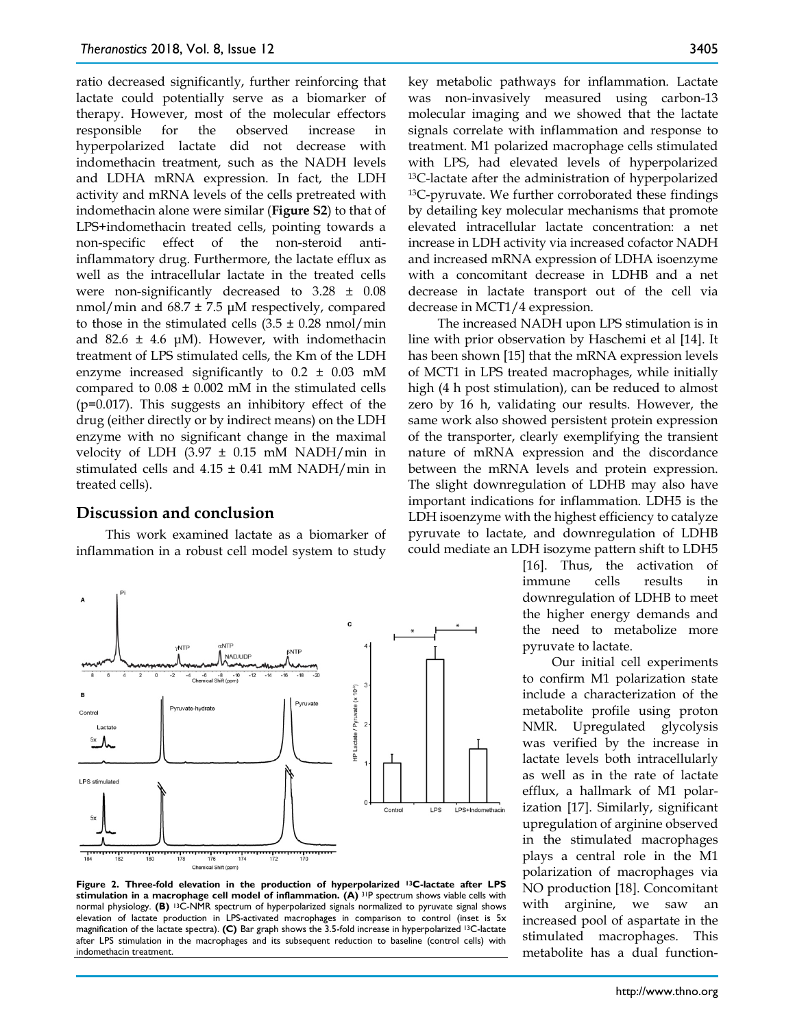ratio decreased significantly, further reinforcing that lactate could potentially serve as a biomarker of therapy. However, most of the molecular effectors responsible for the observed increase in hyperpolarized lactate did not decrease with indomethacin treatment, such as the NADH levels and LDHA mRNA expression. In fact, the LDH activity and mRNA levels of the cells pretreated with indomethacin alone were similar (**Figure S2**) to that of LPS+indomethacin treated cells, pointing towards a non-specific effect of the non-steroid anti-inflammatory drug. Furthermore, the lactate efflux as well as the intracellular lactate in the treated cells were non-significantly decreased to 3.28 ± 0.08 nmol/min and 68.7 ± 7.5 µM respectively, compared to those in the stimulated cells (3.5 ± 0.28 nmol/min and 82.6 ± 4.6 µM). However, with indomethacin treatment of LPS stimulated cells, the Km of the LDH enzyme increased significantly to 0.2 ± 0.03 mM compared to 0.08 ± 0.002 mM in the stimulated cells ($p$=0.017). This suggests an inhibitory effect of the drug (either directly or by indirect means) on the LDH enzyme with no significant change in the maximal velocity of LDH (3.97 ± 0.15 mM NADH/min in stimulated cells and 4.15 ± 0.41 mM NADH/min in treated cells).

## Discussion and conclusion

This work examined lactate as a biomarker of inflammation in a robust cell model system to study key metabolic pathways for inflammation. Lactate was non-invasively measured using carbon-13 molecular imaging and we showed that the lactate signals correlate with inflammation and response to treatment. M1 polarized macrophage cells stimulated with LPS, had elevated levels of hyperpolarized $^{13}$C-lactate after the administration of hyperpolarized $^{13}$C-pyruvate. We further corroborated these findings by detailing key molecular mechanisms that promote elevated intracellular lactate concentration: a net increase in LDH activity via increased cofactor NADH and increased mRNA expression of LDHA isoenzyme with a concomitant decrease in LDHB and a net decrease in lactate transport out of the cell via decrease in MCT1/4 expression.

The increased NADH upon LPS stimulation is in line with prior observation by Haschemi et al [14]. It has been shown [15] that the mRNA expression levels of MCT1 in LPS treated macrophages, while initially high (4 h post stimulation), can be reduced to almost zero by 16 h, validating our results. However, the same work also showed persistent protein expression of the transporter, clearly exemplifying the transient nature of mRNA expression and the discordance between the mRNA levels and protein expression. The slight downregulation of LDHB may also have important indications for inflammation. LDH5 is the LDH isoenzyme with the highest efficiency to catalyze pyruvate to lactate, and downregulation of LDHB could mediate an LDH isozyme pattern shift to LDH5 [16]. Thus, the activation of immune cells results in downregulation of LDHB to meet the higher energy demands and the need to metabolize more pyruvate to lactate.

Our initial cell experiments to confirm M1 polarization state include a characterization of the metabolite profile using proton NMR. Upregulated glycolysis was verified by the increase in lactate levels both intracellularly as well as in the rate of lactate efflux, a hallmark of M1 polarization [17]. Similarly, significant upregulation of arginine observed in the stimulated macrophages plays a central role in the M1 polarization of macrophages via NO production [18]. Concomitant with arginine, we saw an increased pool of aspartate in the stimulated macrophages. This metabolite has a dual function-

**Figure 2. Three-fold elevation in the production of hyperpolarized $^{13}$C-lactate after LPS stimulation in a macrophage cell model of inflammation. (A)** $^{31}$P spectrum shows viable cells with normal physiology. **(B)** $^{13}$C-NMR spectrum of hyperpolarized signals normalized to pyruvate signal shows elevation of lactate production in LPS-activated macrophages in comparison to control (inset is 5x magnification of the lactate spectra). **(C)** Bar graph shows the 3.5-fold increase in hyperpolarized $^{13}$C-lactate after LPS stimulation in the macrophages and its subsequent reduction to baseline (control cells) with indomethacin treatment.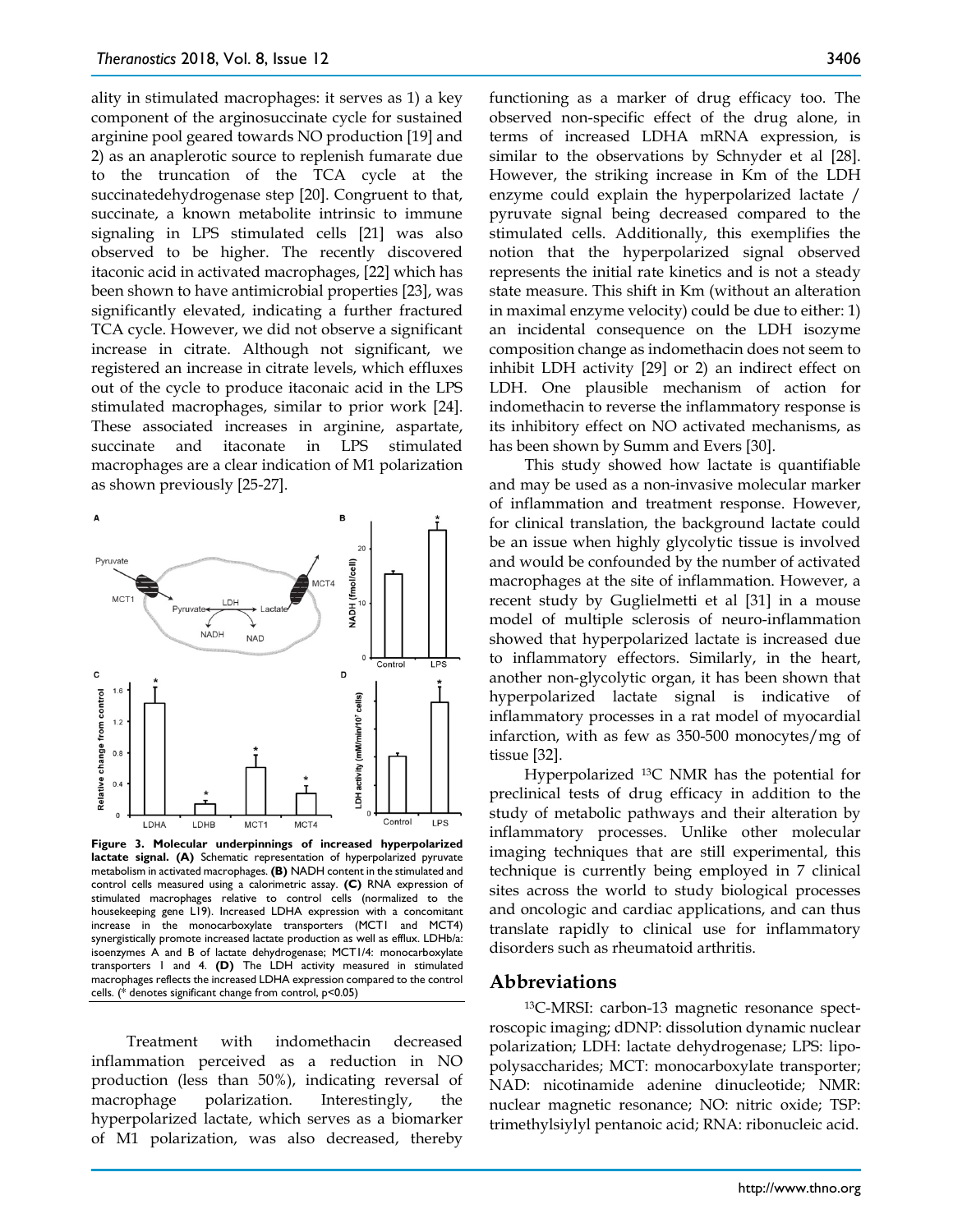ality in stimulated macrophages: it serves as 1) a key component of the arginosuccinate cycle for sustained arginine pool geared towards NO production [19] and 2) as an anaplerotic source to replenish fumarate due to the truncation of the TCA cycle at the succinatedehydrogenase step [20]. Congruent to that, succinate, a known metabolite intrinsic to immune signaling in LPS stimulated cells [21] was also observed to be higher. The recently discovered itaconic acid in activated macrophages, [22] which has been shown to have antimicrobial properties [23], was significantly elevated, indicating a further fractured TCA cycle. However, we did not observe a significant increase in citrate. Although not significant, we registered an increase in citrate levels, which effluxes out of the cycle to produce itaconaic acid in the LPS stimulated macrophages, similar to prior work [24]. These associated increases in arginine, aspartate, succinate and itaconate in LPS stimulated macrophages are a clear indication of M1 polarization as shown previously [25-27].

**Figure 3. Molecular underpinnings of increased hyperpolarized lactate signal. (A)** Schematic representation of hyperpolarized pyruvate metabolism in activated macrophages. **(B)** NADH content in the stimulated and control cells measured using a calorimetric assay. **(C)** RNA expression of stimulated macrophages relative to control cells (normalized to the housekeeping gene L19). Increased LDHA expression with a concomitant increase in the monocarboxylate transporters (MCT1 and MCT4) synergistically promote increased lactate production as well as efflux. LDHb/a: isoenzymes A and B of lactate dehydrogenase; MCT1/4: monocarboxylate transporters 1 and 4. **(D)** The LDH activity measured in stimulated macrophages reflects the increased LDHA expression compared to the control cells. (* denotes significant change from control, $p<0.05$)

Treatment with indomethacin decreased inflammation perceived as a reduction in NO production (less than 50%), indicating reversal of macrophage polarization. Interestingly, the hyperpolarized lactate, which serves as a biomarker of M1 polarization, was also decreased, thereby functioning as a marker of drug efficacy too. The observed non-specific effect of the drug alone, in terms of increased LDHA mRNA expression, is similar to the observations by Schnyder et al [28]. However, the striking increase in Km of the LDH enzyme could explain the hyperpolarized lactate / pyruvate signal being decreased compared to the stimulated cells. Additionally, this exemplifies the notion that the hyperpolarized signal observed represents the initial rate kinetics and is not a steady state measure. This shift in Km (without an alteration in maximal enzyme velocity) could be due to either: 1) an incidental consequence on the LDH isozyme composition change as indomethacin does not seem to inhibit LDH activity [29] or 2) an indirect effect on LDH. One plausible mechanism of action for indomethacin to reverse the inflammatory response is its inhibitory effect on NO activated mechanisms, as has been shown by Summ and Evers [30].

This study showed how lactate is quantifiable and may be used as a non-invasive molecular marker of inflammation and treatment response. However, for clinical translation, the background lactate could be an issue when highly glycolytic tissue is involved and would be confounded by the number of activated macrophages at the site of inflammation. However, a recent study by Guglielmetti et al [31] in a mouse model of multiple sclerosis of neuro-inflammation showed that hyperpolarized lactate is increased due to inflammatory effectors. Similarly, in the heart, another non-glycolytic organ, it has been shown that hyperpolarized lactate signal is indicative of inflammatory processes in a rat model of myocardial infarction, with as few as 350-500 monocytes/mg of tissue [32].

Hyperpolarized $^{13}C$ NMR has the potential for preclinical tests of drug efficacy in addition to the study of metabolic pathways and their alteration by inflammatory processes. Unlike other molecular imaging techniques that are still experimental, this technique is currently being employed in 7 clinical sites across the world to study biological processes and oncologic and cardiac applications, and can thus translate rapidly to clinical use for inflammatory disorders such as rheumatoid arthritis.

## Abbreviations

$^{13}C$-MRSI: carbon-13 magnetic resonance spectroscopic imaging; dDNP: dissolution dynamic nuclear polarization; LDH: lactate dehydrogenase; LPS: lipopolysaccharides; MCT: monocarboxylate transporter; NAD: nicotinamide adenine dinucleotide; NMR: nuclear magnetic resonance; NO: nitric oxide; TSP: trimethylsiylyl pentanoic acid; RNA: ribonucleic acid.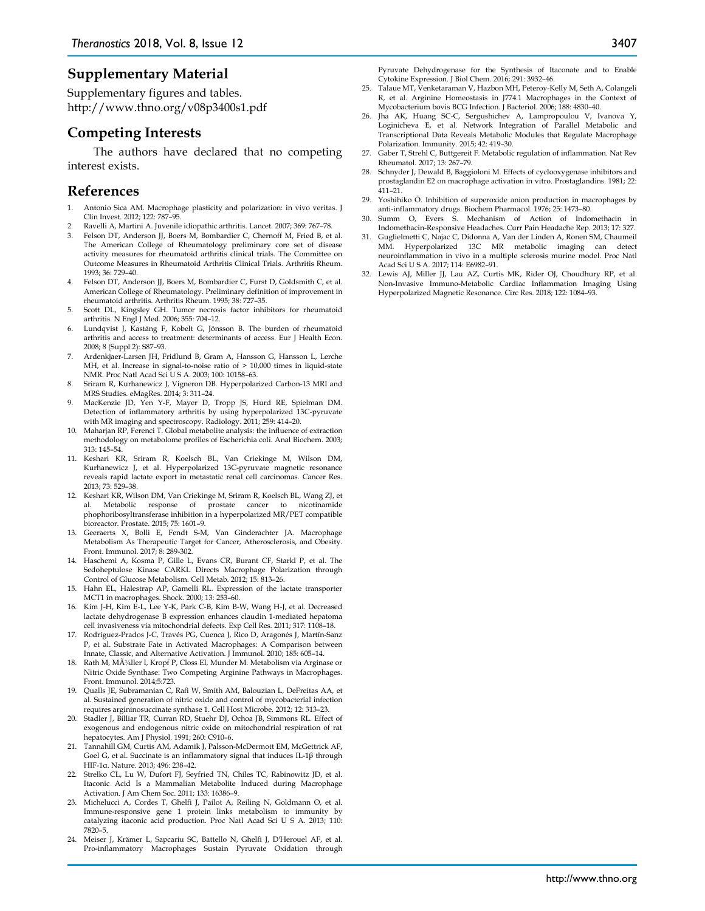## Supplementary Material

Supplementary figures and tables. http://www.thno.org/v08p3400s1.pdf

## Competing Interests

The authors have declared that no competing interest exists.

## References

1. Antonio Sica AM. Macrophage plasticity and polarization: in vivo veritas. J Clin Invest. 2012; 122: 787–95.
2. Ravelli A, Martini A. Juvenile idiopathic arthritis. Lancet. 2007; 369: 767–78.
3. Felson DT, Anderson JJ, Boers M, Bombardier C, Chernoff M, Fried B, et al. The American College of Rheumatology preliminary core set of disease activity measures for rheumatoid arthritis clinical trials. The Committee on Outcome Measures in Rheumatoid Arthritis Clinical Trials. Arthritis Rheum. 1993; 36: 729–40.
4. Felson DT, Anderson JJ, Boers M, Bombardier C, Furst D, Goldsmith C, et al. American College of Rheumatology. Preliminary definition of improvement in rheumatoid arthritis. Arthritis Rheum. 1995; 38: 727–35.
5. Scott DL, Kingsley GH. Tumor necrosis factor inhibitors for rheumatoid arthritis. N Engl J Med. 2006; 355: 704–12.
6. Lundqvist J, Kastäng F, Kobelt G, Jönsson B. The burden of rheumatoid arthritis and access to treatment: determinants of access. Eur J Health Econ. 2008; 8 (Suppl 2): S87–93.
7. Ardenkjaer-Larsen JH, Fridlund B, Gram A, Hansson G, Hansson L, Lerche MH, et al. Increase in signal-to-noise ratio of > 10,000 times in liquid-state NMR. Proc Natl Acad Sci U S A. 2003; 100: 10158–63.
8. Sriram R, Kurhanewicz J, Vigneron DB. Hyperpolarized Carbon-13 MRI and MRS Studies. eMagRes. 2014; 3: 311–24.
9. MacKenzie JD, Yen Y-F, Mayer D, Tropp JS, Hurd RE, Spielman DM. Detection of inflammatory arthritis by using hyperpolarized 13C-pyruvate with MR imaging and spectroscopy. Radiology. 2011; 259: 414–20.
10. Maharjan RP, Ferenci T. Global metabolite analysis: the influence of extraction methodology on metabolome profiles of Escherichia coli. Anal Biochem. 2003; 313: 145–54.
11. Keshari KR, Sriram R, Koelsch BL, Van Criekinge M, Wilson DM, Kurhanewicz J, et al. Hyperpolarized 13C-pyruvate magnetic resonance reveals rapid lactate export in metastatic renal cell carcinomas. Cancer Res. 2013; 73: 529–38.
12. Keshari KR, Wilson DM, Van Criekinge M, Sriram R, Koelsch BL, Wang ZJ, et al. Metabolic response of prostate cancer to nicotinamide phophoribosyltransferase inhibition in a hyperpolarized MR/PET compatible bioreactor. Prostate. 2015; 75: 1601–9.
13. Geeraerts X, Bolli E, Fendt S-M, Van Ginderachter JA. Macrophage Metabolism As Therapeutic Target for Cancer, Atherosclerosis, and Obesity. Front. Immunol. 2017; 8: 289-302.
14. Haschemi A, Kosma P, Gille L, Evans CR, Burant CF, Starkl P, et al. The Sedoheptulose Kinase CARKL Directs Macrophage Polarization through Control of Glucose Metabolism. Cell Metab. 2012; 15: 813–26.
15. Hahn EL, Halestrap AP, Gamelli RL. Expression of the lactate transporter MCT1 in macrophages. Shock. 2000; 13: 253–60.
16. Kim J-H, Kim E-L, Lee Y-K, Park C-B, Kim B-W, Wang H-J, et al. Decreased lactate dehydrogenase B expression enhances claudin 1-mediated hepatoma cell invasiveness via mitochondrial defects. Exp Cell Res. 2011; 317: 1108–18.
17. Rodríguez-Prados J-C, Través PG, Cuenca J, Rico D, Aragonés J, Martín-Sanz P, et al. Substrate Fate in Activated Macrophages: A Comparison between Innate, Classic, and Alternative Activation. J Immunol. 2010; 185: 605–14.
18. Rath M, MÃ¼ller I, Kropf P, Closs EI, Munder M. Metabolism via Arginase or Nitric Oxide Synthase: Two Competing Arginine Pathways in Macrophages. Front. Immunol. 2014;5:723.
19. Qualls JE, Subramanian C, Rafi W, Smith AM, Balouzian L, DeFreitas AA, et al. Sustained generation of nitric oxide and control of mycobacterial infection requires argininosuccinate synthase 1. Cell Host Microbe. 2012; 12: 313–23.
20. Stadler J, Billiar TR, Curran RD, Stuehr DJ, Ochoa JB, Simmons RL. Effect of exogenous and endogenous nitric oxide on mitochondrial respiration of rat hepatocytes. Am J Physiol. 1991; 260: C910–6.
21. Tannahill GM, Curtis AM, Adamik J, Palsson-McDermott EM, McGettrick AF, Goel G, et al. Succinate is an inflammatory signal that induces IL-1β through HIF-1α. Nature. 2013; 496: 238–42.
22. Strelko CL, Lu W, Dufort FJ, Seyfried TN, Chiles TC, Rabinowitz JD, et al. Itaconic Acid Is a Mammalian Metabolite Induced during Macrophage Activation. J Am Chem Soc. 2011; 133: 16386–9.
23. Michelucci A, Cordes T, Ghelfi J, Pailot A, Reiling N, Goldmann O, et al. Immune-responsive gene 1 protein links metabolism to immunity by catalyzing itaconic acid production. Proc Natl Acad Sci U S A. 2013; 110: 7820–5.
24. Meiser J, Krämer L, Sapcariu SC, Battello N, Ghelfi J, D'Herouel AF, et al. Pro-inflammatory Macrophages Sustain Pyruvate Oxidation through Pyruvate Dehydrogenase for the Synthesis of Itaconate and to Enable Cytokine Expression. J Biol Chem. 2016; 291: 3932–46.
25. Talaue MT, Venketaraman V, Hazbon MH, Peteroy-Kelly M, Seth A, Colangeli R, et al. Arginine Homeostasis in J774.1 Macrophages in the Context of Mycobacterium bovis BCG Infection. J Bacteriol. 2006; 188: 4830–40.
26. Jha AK, Huang SC-C, Sergushichev A, Lampropoulou V, Ivanova Y, Loginicheva E, et al. Network Integration of Parallel Metabolic and Transcriptional Data Reveals Metabolic Modules that Regulate Macrophage Polarization. Immunity. 2015; 42: 419–30.
27. Gaber T, Strehl C, Buttgereit F. Metabolic regulation of inflammation. Nat Rev Rheumatol. 2017; 13: 267–79.
28. Schnyder J, Dewald B, Baggioloni M. Effects of cyclooxygenase inhibitors and prostaglandin E2 on macrophage activation in vitro. Prostaglandins. 1981; 22: 411–21.
29. Yoshihiko Ô. Inhibition of superoxide anion production in macrophages by anti-inflammatory drugs. Biochem Pharmacol. 1976; 25: 1473–80.
30. Summ O, Evers S. Mechanism of Action of Indomethacin in Indomethacin-Responsive Headaches. Curr Pain Headache Rep. 2013; 17: 327.
31. Guglielmetti C, Najac C, Didonna A, Van der Linden A, Ronen SM, Chaumeil MM. Hyperpolarized 13C MR metabolic imaging can detect neuroinflammation in vivo in a multiple sclerosis murine model. Proc Natl Acad Sci U S A. 2017; 114: E6982–91.
32. Lewis AJ, Miller JJ, Lau AZ, Curtis MK, Rider OJ, Choudhury RP, et al. Non-Invasive Immuno-Metabolic Cardiac Inflammation Imaging Using Hyperpolarized Magnetic Resonance. Circ Res. 2018; 122: 1084–93.